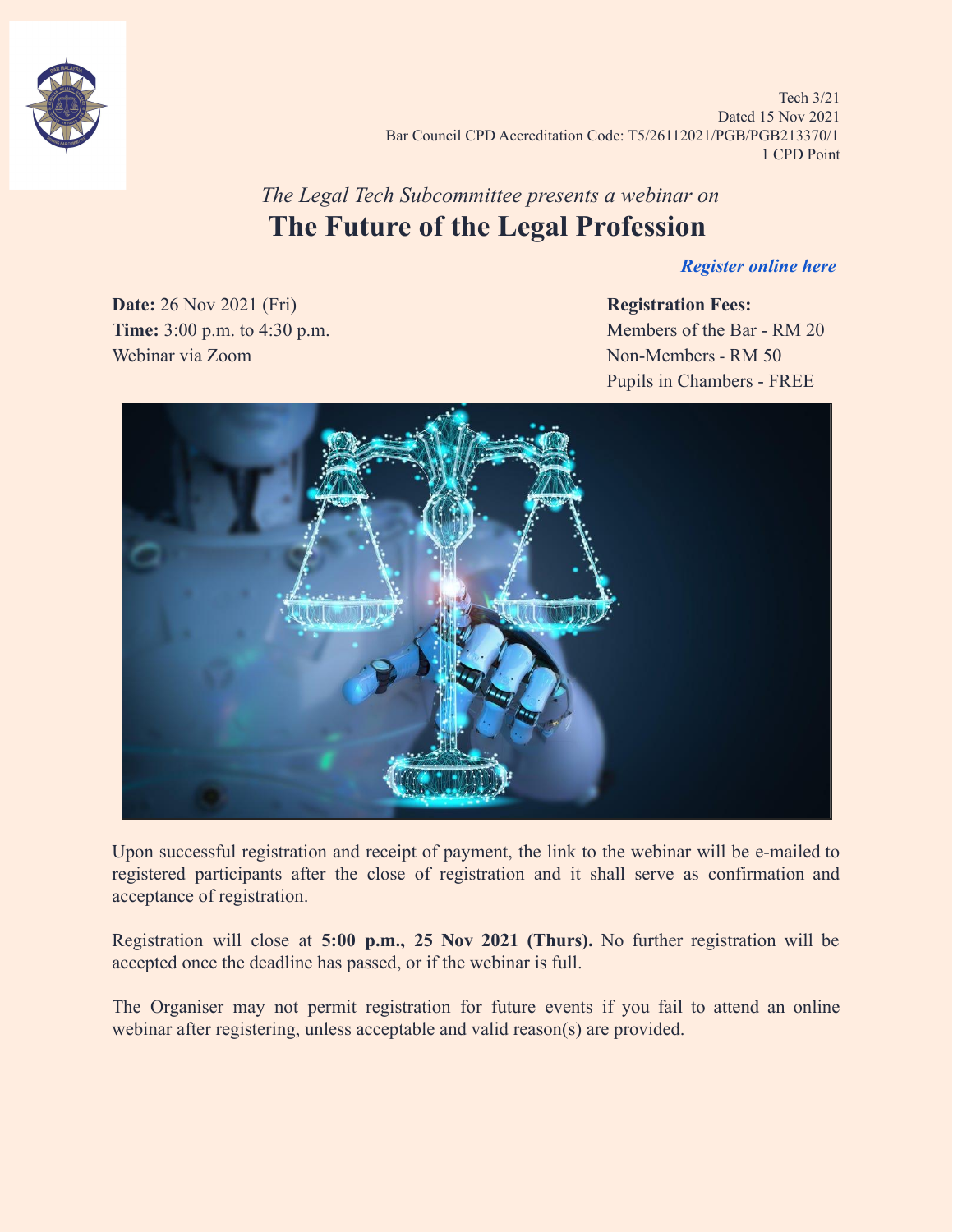Tech 3/21
Dated 15 Nov 2021
Bar Council CPD Accreditation Code: T5/26112021/PGB/PGB213370/1
1 CPD Point

*The Legal Tech Subcommittee presents a webinar on*

# The Future of the Legal Profession

***Register online here***

**Date:** 26 Nov 2021 (Fri)
**Time:** 3:00 p.m. to 4:30 p.m.
Webinar via Zoom

**Registration Fees:**
Members of the Bar - RM 20
Non-Members - RM 50
Pupils in Chambers - FREE

Upon successful registration and receipt of payment, the link to the webinar will be e-mailed to registered participants after the close of registration and it shall serve as confirmation and acceptance of registration.

Registration will close at **5:00 p.m., 25 Nov 2021 (Thurs).** No further registration will be accepted once the deadline has passed, or if the webinar is full.

The Organiser may not permit registration for future events if you fail to attend an online webinar after registering, unless acceptable and valid reason(s) are provided.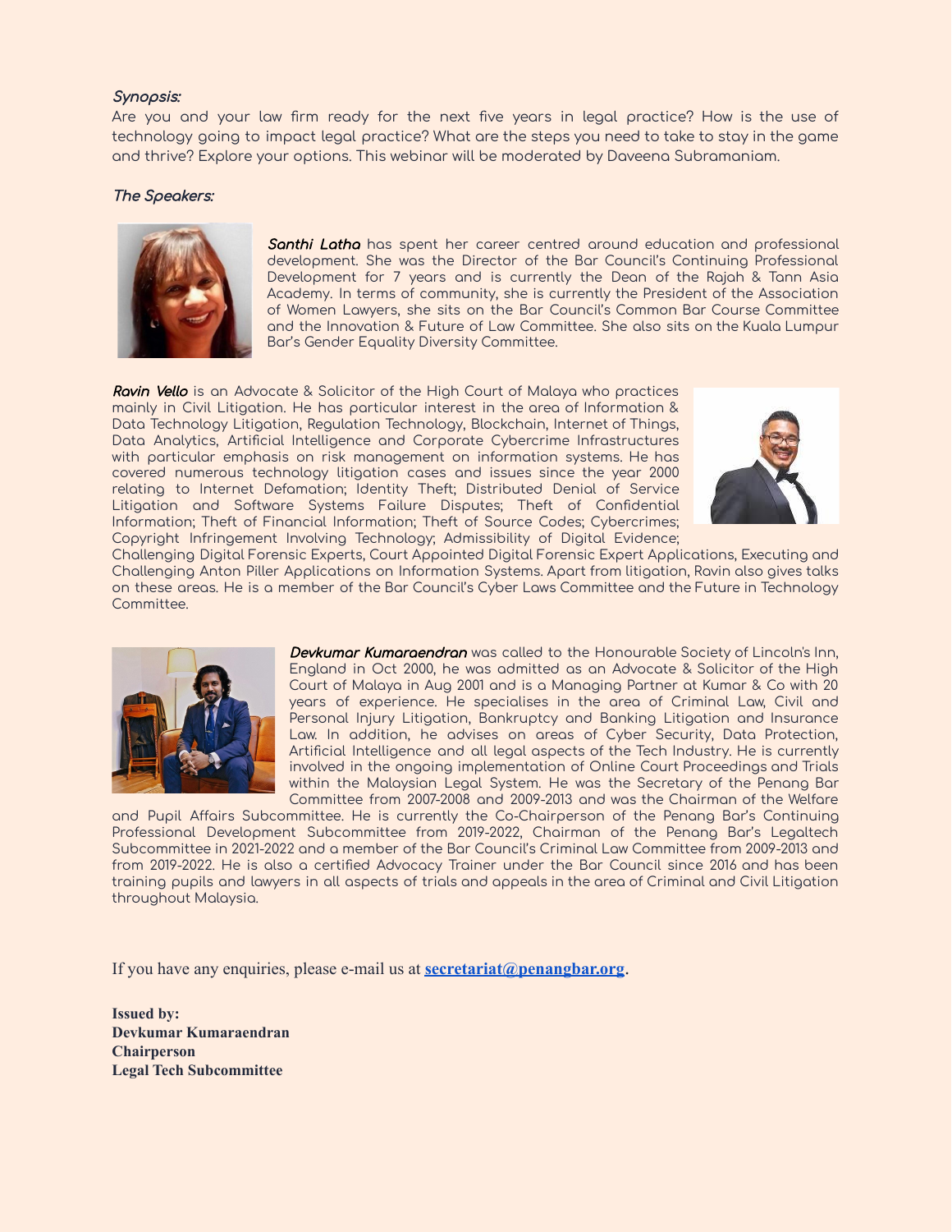***Synopsis:***

Are you and your law firm ready for the next five years in legal practice? How is the use of technology going to impact legal practice? What are the steps you need to take to stay in the game and thrive? Explore your options. This webinar will be moderated by Daveena Subramaniam.

***The Speakers:***

***Santhi Latha*** has spent her career centred around education and professional development. She was the Director of the Bar Council's Continuing Professional Development for 7 years and is currently the Dean of the Rajah & Tann Asia Academy. In terms of community, she is currently the President of the Association of Women Lawyers, she sits on the Bar Council's Common Bar Course Committee and the Innovation & Future of Law Committee. She also sits on the Kuala Lumpur Bar's Gender Equality Diversity Committee.

***Ravin Vello*** is an Advocate & Solicitor of the High Court of Malaya who practices mainly in Civil Litigation. He has particular interest in the area of Information & Data Technology Litigation, Regulation Technology, Blockchain, Internet of Things, Data Analytics, Artificial Intelligence and Corporate Cybercrime Infrastructures with particular emphasis on risk management on information systems. He has covered numerous technology litigation cases and issues since the year 2000 relating to Internet Defamation; Identity Theft; Distributed Denial of Service Litigation and Software Systems Failure Disputes; Theft of Confidential Information; Theft of Financial Information; Theft of Source Codes; Cybercrimes; Copyright Infringement Involving Technology; Admissibility of Digital Evidence; Challenging Digital Forensic Experts, Court Appointed Digital Forensic Expert Applications, Executing and Challenging Anton Piller Applications on Information Systems. Apart from litigation, Ravin also gives talks on these areas. He is a member of the Bar Council's Cyber Laws Committee and the Future in Technology Committee.

***Devkumar Kumaraendran*** was called to the Honourable Society of Lincoln's Inn, England in Oct 2000, he was admitted as an Advocate & Solicitor of the High Court of Malaya in Aug 2001 and is a Managing Partner at Kumar & Co with 20 years of experience. He specialises in the area of Criminal Law, Civil and Personal Injury Litigation, Bankruptcy and Banking Litigation and Insurance Law. In addition, he advises on areas of Cyber Security, Data Protection, Artificial Intelligence and all legal aspects of the Tech Industry. He is currently involved in the ongoing implementation of Online Court Proceedings and Trials within the Malaysian Legal System. He was the Secretary of the Penang Bar Committee from 2007-2008 and 2009-2013 and was the Chairman of the Welfare and Pupil Affairs Subcommittee. He is currently the Co-Chairperson of the Penang Bar's Continuing Professional Development Subcommittee from 2019-2022, Chairman of the Penang Bar's Legaltech Subcommittee in 2021-2022 and a member of the Bar Council's Criminal Law Committee from 2009-2013 and from 2019-2022. He is also a certified Advocacy Trainer under the Bar Council since 2016 and has been training pupils and lawyers in all aspects of trials and appeals in the area of Criminal and Civil Litigation throughout Malaysia.

If you have any enquiries, please e-mail us at **secretariat@penangbar.org**.

**Issued by:**
**Devkumar Kumaraendran**
**Chairperson**
**Legal Tech Subcommittee**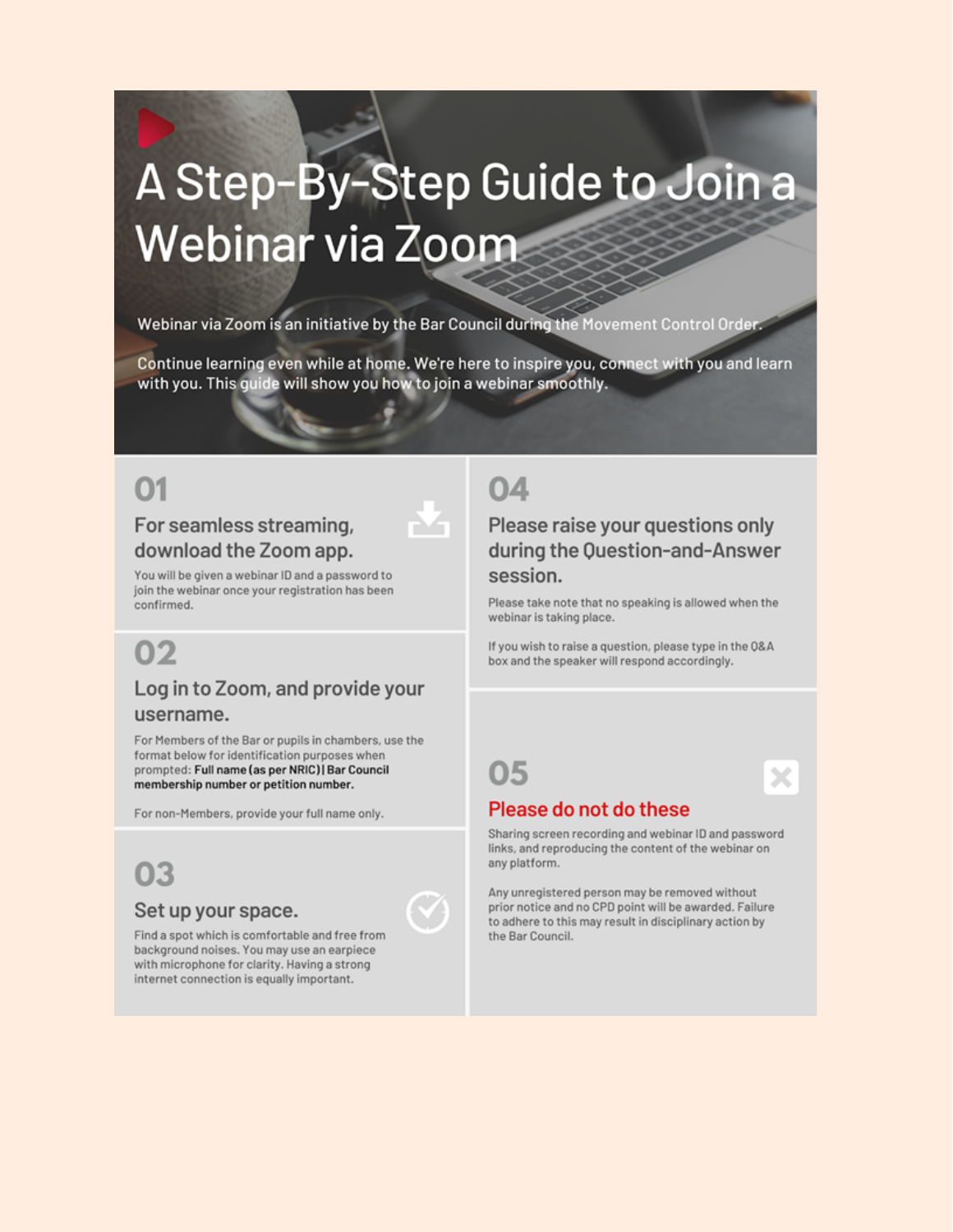# A Step-By-Step Guide to Join a Webinar via Zoom

Webinar via Zoom is an initiative by the Bar Council during the Movement Control Order.

Continue learning even while at home. We're here to inspire you, connect with you and learn with you. This guide will show you how to join a webinar smoothly.

## 01

### For seamless streaming, download the Zoom app.

You will be given a webinar ID and a password to join the webinar once your registration has been confirmed.

## 02

### Log in to Zoom, and provide your username.

For Members of the Bar or pupils in chambers, use the format below for identification purposes when prompted: **Full name (as per NRIC) | Bar Council membership number or petition number.**

For non-Members, provide your full name only.

## 03

### Set up your space.

Find a spot which is comfortable and free from background noises. You may use an earpiece with microphone for clarity. Having a strong internet connection is equally important.

## 04

### Please raise your questions only during the Question-and-Answer session.

Please take note that no speaking is allowed when the webinar is taking place.

If you wish to raise a question, please type in the Q&A box and the speaker will respond accordingly.

## 05

### Please do not do these

Sharing screen recording and webinar ID and password links, and reproducing the content of the webinar on any platform.

Any unregistered person may be removed without prior notice and no CPD point will be awarded. Failure to adhere to this may result in disciplinary action by the Bar Council.